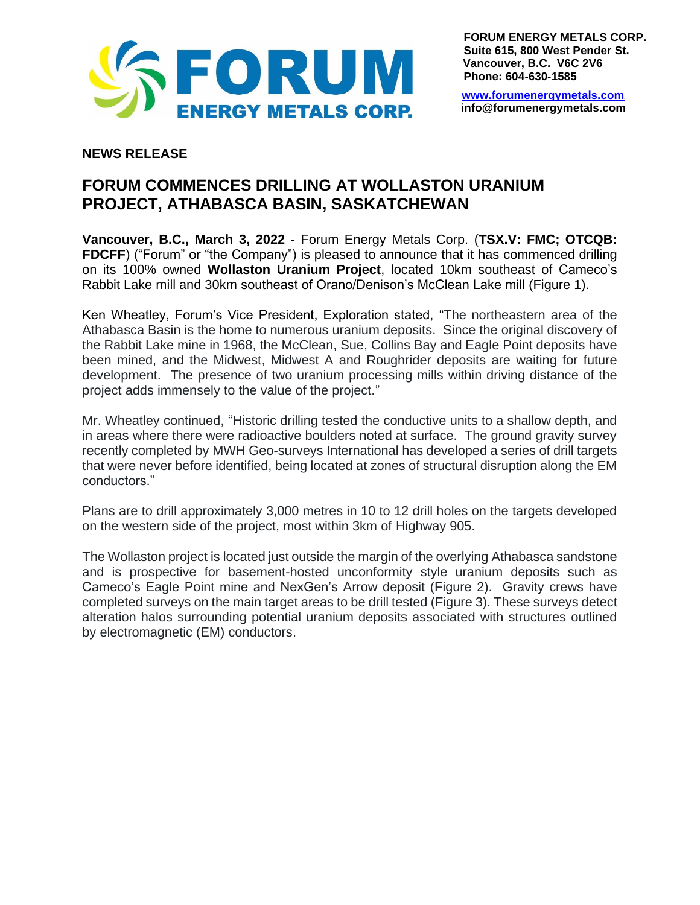**FORUM ENERGY METALS CORP.**
**Suite 615, 800 West Pender St.**
**Vancouver, B.C. V6C 2V6**
**Phone: 604-630-1585**

**www.forumenergymetals.com**
**info@forumenergymetals.com**

**NEWS RELEASE**

## FORUM COMMENCES DRILLING AT WOLLASTON URANIUM PROJECT, ATHABASCA BASIN, SASKATCHEWAN

**Vancouver, B.C., March 3, 2022** - Forum Energy Metals Corp. (**TSX.V: FMC; OTCQB: FDCFF**) ("Forum" or "the Company") is pleased to announce that it has commenced drilling on its 100% owned **Wollaston Uranium Project**, located 10km southeast of Cameco's Rabbit Lake mill and 30km southeast of Orano/Denison's McClean Lake mill (Figure 1).

Ken Wheatley, Forum's Vice President, Exploration stated, "The northeastern area of the Athabasca Basin is the home to numerous uranium deposits. Since the original discovery of the Rabbit Lake mine in 1968, the McClean, Sue, Collins Bay and Eagle Point deposits have been mined, and the Midwest, Midwest A and Roughrider deposits are waiting for future development. The presence of two uranium processing mills within driving distance of the project adds immensely to the value of the project."

Mr. Wheatley continued, "Historic drilling tested the conductive units to a shallow depth, and in areas where there were radioactive boulders noted at surface. The ground gravity survey recently completed by MWH Geo-surveys International has developed a series of drill targets that were never before identified, being located at zones of structural disruption along the EM conductors."

Plans are to drill approximately 3,000 metres in 10 to 12 drill holes on the targets developed on the western side of the project, most within 3km of Highway 905.

The Wollaston project is located just outside the margin of the overlying Athabasca sandstone and is prospective for basement-hosted unconformity style uranium deposits such as Cameco's Eagle Point mine and NexGen's Arrow deposit (Figure 2). Gravity crews have completed surveys on the main target areas to be drill tested (Figure 3). These surveys detect alteration halos surrounding potential uranium deposits associated with structures outlined by electromagnetic (EM) conductors.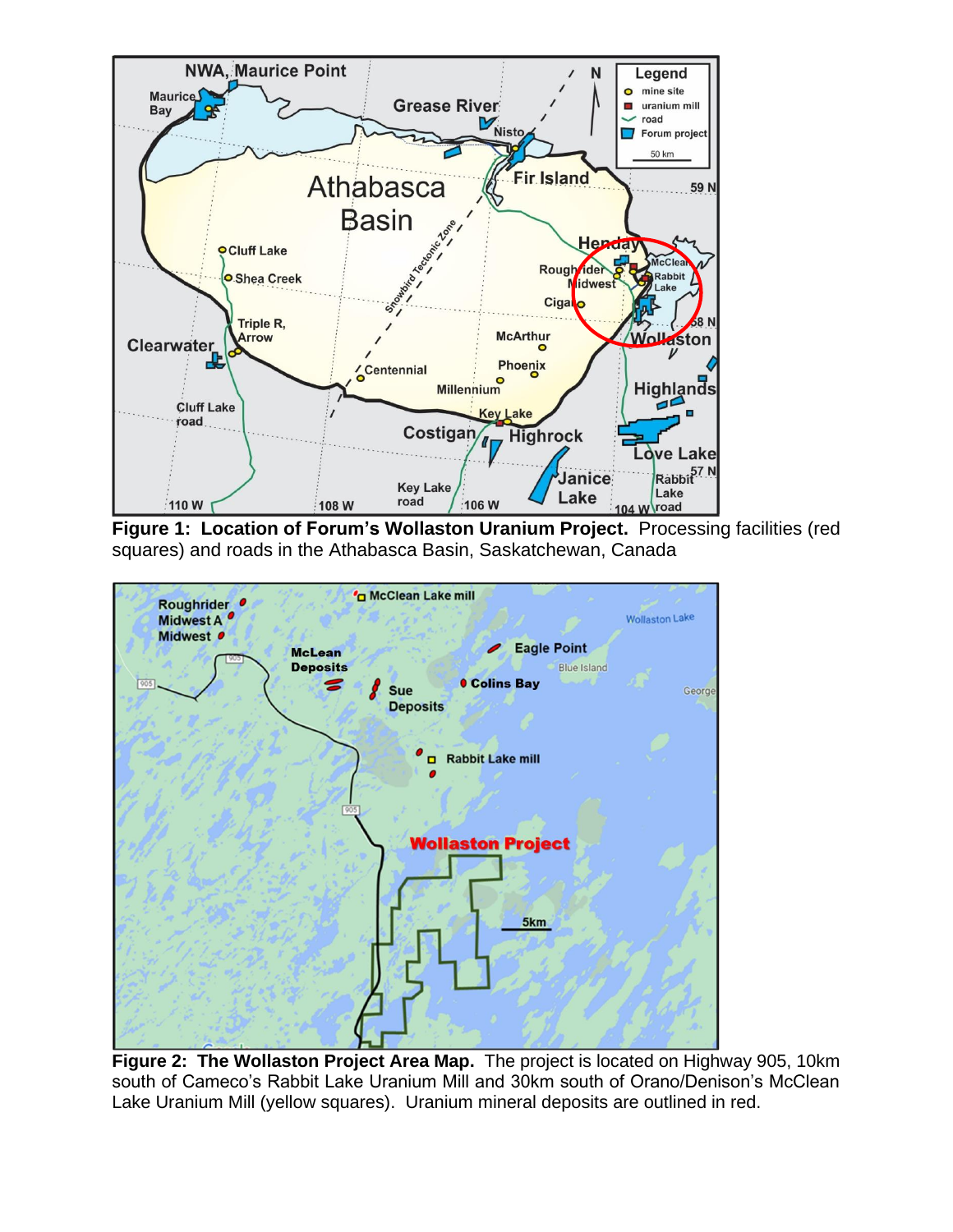**Figure 1: Location of Forum's Wollaston Uranium Project.** Processing facilities (red squares) and roads in the Athabasca Basin, Saskatchewan, Canada

**Figure 2: The Wollaston Project Area Map.** The project is located on Highway 905, 10km south of Cameco's Rabbit Lake Uranium Mill and 30km south of Orano/Denison's McClean Lake Uranium Mill (yellow squares). Uranium mineral deposits are outlined in red.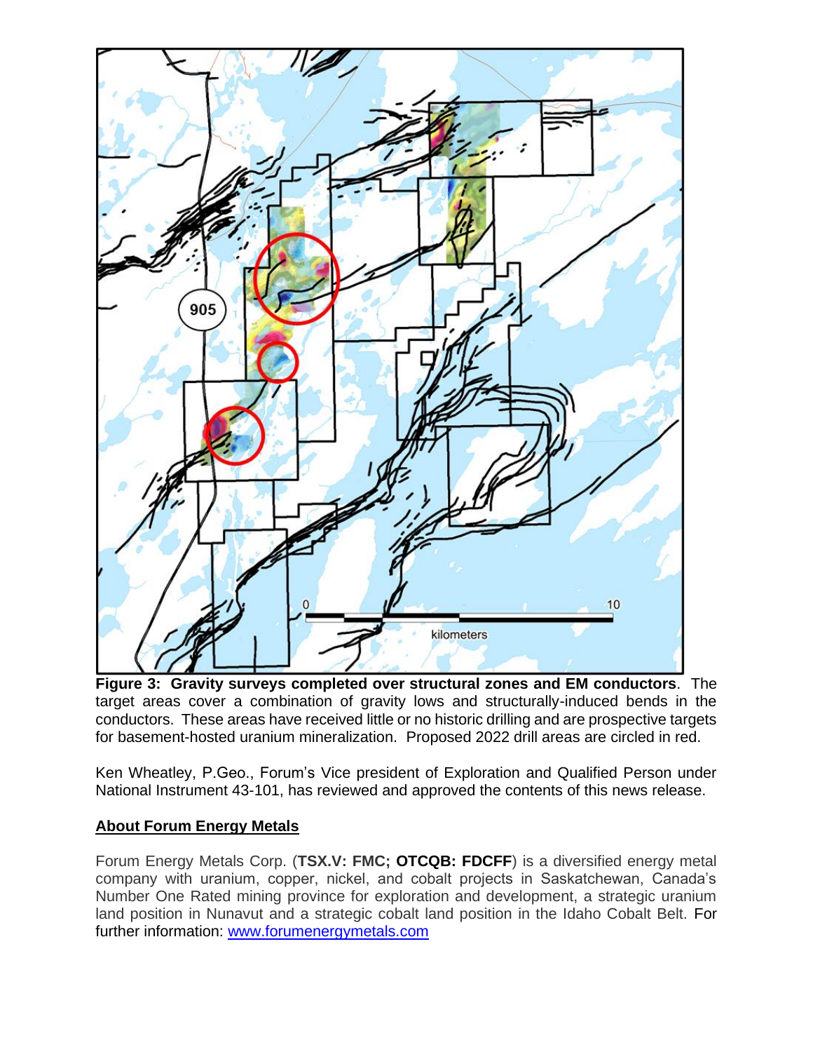**Figure 3: Gravity surveys completed over structural zones and EM conductors**. The target areas cover a combination of gravity lows and structurally-induced bends in the conductors. These areas have received little or no historic drilling and are prospective targets for basement-hosted uranium mineralization. Proposed 2022 drill areas are circled in red.

Ken Wheatley, P.Geo., Forum's Vice president of Exploration and Qualified Person under National Instrument 43-101, has reviewed and approved the contents of this news release.

## About Forum Energy Metals

Forum Energy Metals Corp. (**TSX.V: FMC; OTCQB: FDCFF**) is a diversified energy metal company with uranium, copper, nickel, and cobalt projects in Saskatchewan, Canada's Number One Rated mining province for exploration and development, a strategic uranium land position in Nunavut and a strategic cobalt land position in the Idaho Cobalt Belt. For further information: [www.forumenergymetals.com](www.forumenergymetals.com)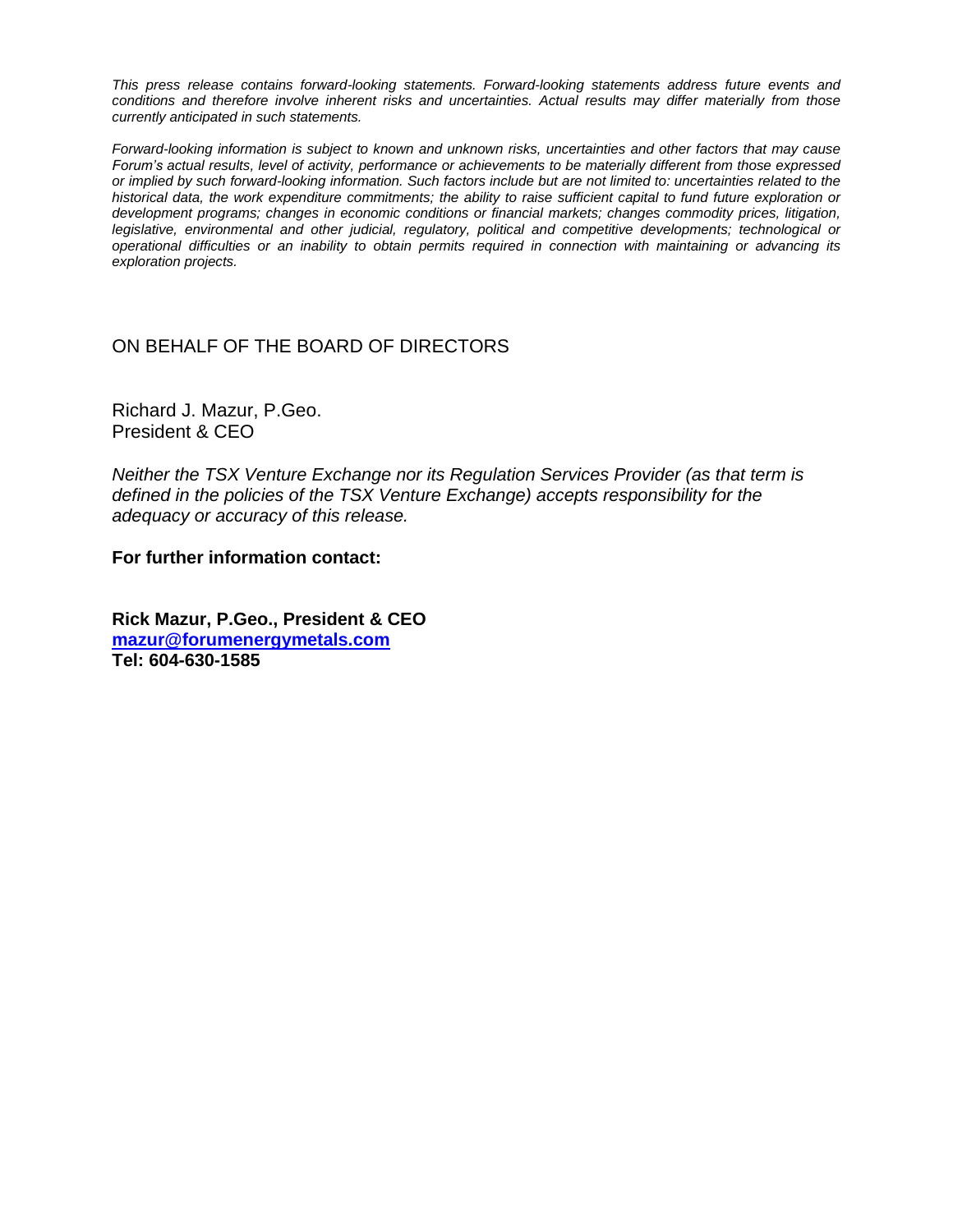*This press release contains forward-looking statements. Forward-looking statements address future events and conditions and therefore involve inherent risks and uncertainties. Actual results may differ materially from those currently anticipated in such statements.*

*Forward-looking information is subject to known and unknown risks, uncertainties and other factors that may cause Forum's actual results, level of activity, performance or achievements to be materially different from those expressed or implied by such forward-looking information. Such factors include but are not limited to: uncertainties related to the historical data, the work expenditure commitments; the ability to raise sufficient capital to fund future exploration or development programs; changes in economic conditions or financial markets; changes commodity prices, litigation, legislative, environmental and other judicial, regulatory, political and competitive developments; technological or operational difficulties or an inability to obtain permits required in connection with maintaining or advancing its exploration projects.*

ON BEHALF OF THE BOARD OF DIRECTORS

Richard J. Mazur, P.Geo.
President & CEO

*Neither the TSX Venture Exchange nor its Regulation Services Provider (as that term is defined in the policies of the TSX Venture Exchange) accepts responsibility for the adequacy or accuracy of this release.*

**For further information contact:**

**Rick Mazur, P.Geo., President & CEO**
**mazur@forumenergymetals.com**
**Tel: 604-630-1585**